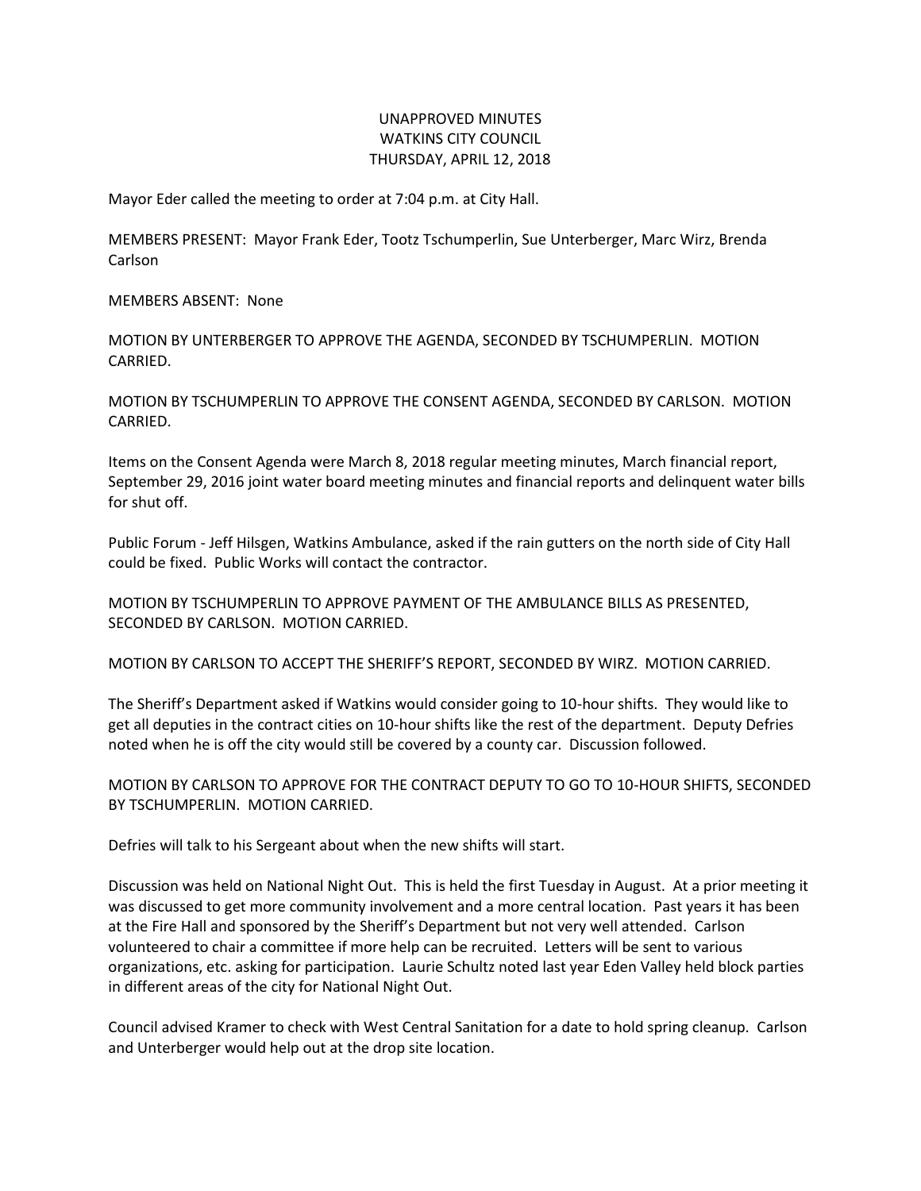# UNAPPROVED MINUTES
# WATKINS CITY COUNCIL
# THURSDAY, APRIL 12, 2018

Mayor Eder called the meeting to order at 7:04 p.m. at City Hall.

MEMBERS PRESENT: Mayor Frank Eder, Tootz Tschumperlin, Sue Unterberger, Marc Wirz, Brenda Carlson

MEMBERS ABSENT: None

MOTION BY UNTERBERGER TO APPROVE THE AGENDA, SECONDED BY TSCHUMPERLIN. MOTION CARRIED.

MOTION BY TSCHUMPERLIN TO APPROVE THE CONSENT AGENDA, SECONDED BY CARLSON. MOTION CARRIED.

Items on the Consent Agenda were March 8, 2018 regular meeting minutes, March financial report, September 29, 2016 joint water board meeting minutes and financial reports and delinquent water bills for shut off.

Public Forum - Jeff Hilsgen, Watkins Ambulance, asked if the rain gutters on the north side of City Hall could be fixed. Public Works will contact the contractor.

MOTION BY TSCHUMPERLIN TO APPROVE PAYMENT OF THE AMBULANCE BILLS AS PRESENTED, SECONDED BY CARLSON. MOTION CARRIED.

MOTION BY CARLSON TO ACCEPT THE SHERIFF'S REPORT, SECONDED BY WIRZ. MOTION CARRIED.

The Sheriff's Department asked if Watkins would consider going to 10-hour shifts. They would like to get all deputies in the contract cities on 10-hour shifts like the rest of the department. Deputy Defries noted when he is off the city would still be covered by a county car. Discussion followed.

MOTION BY CARLSON TO APPROVE FOR THE CONTRACT DEPUTY TO GO TO 10-HOUR SHIFTS, SECONDED BY TSCHUMPERLIN. MOTION CARRIED.

Defries will talk to his Sergeant about when the new shifts will start.

Discussion was held on National Night Out. This is held the first Tuesday in August. At a prior meeting it was discussed to get more community involvement and a more central location. Past years it has been at the Fire Hall and sponsored by the Sheriff's Department but not very well attended. Carlson volunteered to chair a committee if more help can be recruited. Letters will be sent to various organizations, etc. asking for participation. Laurie Schultz noted last year Eden Valley held block parties in different areas of the city for National Night Out.

Council advised Kramer to check with West Central Sanitation for a date to hold spring cleanup. Carlson and Unterberger would help out at the drop site location.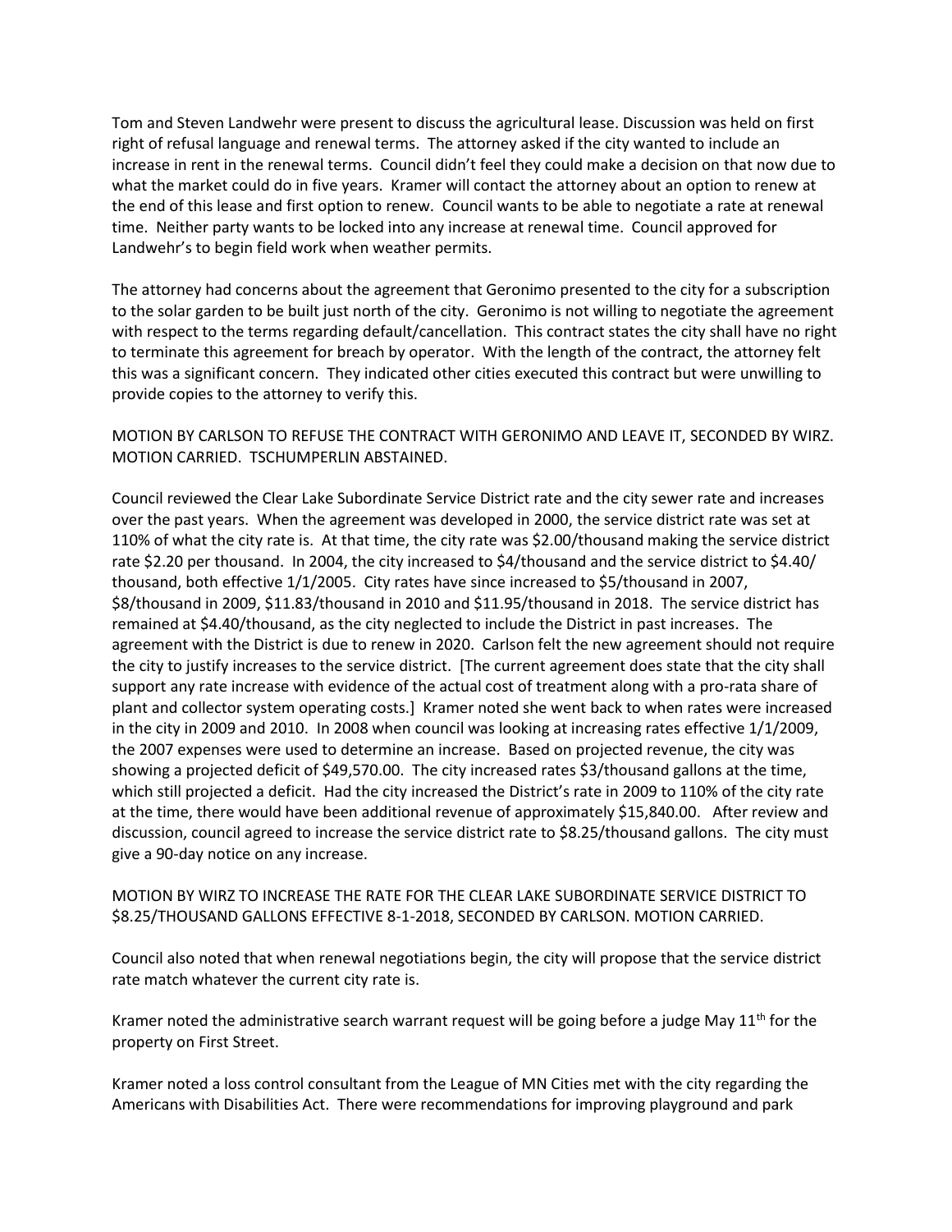Tom and Steven Landwehr were present to discuss the agricultural lease. Discussion was held on first right of refusal language and renewal terms. The attorney asked if the city wanted to include an increase in rent in the renewal terms. Council didn't feel they could make a decision on that now due to what the market could do in five years. Kramer will contact the attorney about an option to renew at the end of this lease and first option to renew. Council wants to be able to negotiate a rate at renewal time. Neither party wants to be locked into any increase at renewal time. Council approved for Landwehr's to begin field work when weather permits.

The attorney had concerns about the agreement that Geronimo presented to the city for a subscription to the solar garden to be built just north of the city. Geronimo is not willing to negotiate the agreement with respect to the terms regarding default/cancellation. This contract states the city shall have no right to terminate this agreement for breach by operator. With the length of the contract, the attorney felt this was a significant concern. They indicated other cities executed this contract but were unwilling to provide copies to the attorney to verify this.

MOTION BY CARLSON TO REFUSE THE CONTRACT WITH GERONIMO AND LEAVE IT, SECONDED BY WIRZ. MOTION CARRIED. TSCHUMPERLIN ABSTAINED.

Council reviewed the Clear Lake Subordinate Service District rate and the city sewer rate and increases over the past years. When the agreement was developed in 2000, the service district rate was set at 110% of what the city rate is. At that time, the city rate was $2.00/thousand making the service district rate $2.20 per thousand. In 2004, the city increased to $4/thousand and the service district to $4.40/ thousand, both effective 1/1/2005. City rates have since increased to $5/thousand in 2007, $8/thousand in 2009, $11.83/thousand in 2010 and $11.95/thousand in 2018. The service district has remained at $4.40/thousand, as the city neglected to include the District in past increases. The agreement with the District is due to renew in 2020. Carlson felt the new agreement should not require the city to justify increases to the service district. [The current agreement does state that the city shall support any rate increase with evidence of the actual cost of treatment along with a pro-rata share of plant and collector system operating costs.] Kramer noted she went back to when rates were increased in the city in 2009 and 2010. In 2008 when council was looking at increasing rates effective 1/1/2009, the 2007 expenses were used to determine an increase. Based on projected revenue, the city was showing a projected deficit of $49,570.00. The city increased rates $3/thousand gallons at the time, which still projected a deficit. Had the city increased the District's rate in 2009 to 110% of the city rate at the time, there would have been additional revenue of approximately $15,840.00. After review and discussion, council agreed to increase the service district rate to $8.25/thousand gallons. The city must give a 90-day notice on any increase.

MOTION BY WIRZ TO INCREASE THE RATE FOR THE CLEAR LAKE SUBORDINATE SERVICE DISTRICT TO $8.25/THOUSAND GALLONS EFFECTIVE 8-1-2018, SECONDED BY CARLSON. MOTION CARRIED.

Council also noted that when renewal negotiations begin, the city will propose that the service district rate match whatever the current city rate is.

Kramer noted the administrative search warrant request will be going before a judge May 11th for the property on First Street.

Kramer noted a loss control consultant from the League of MN Cities met with the city regarding the Americans with Disabilities Act. There were recommendations for improving playground and park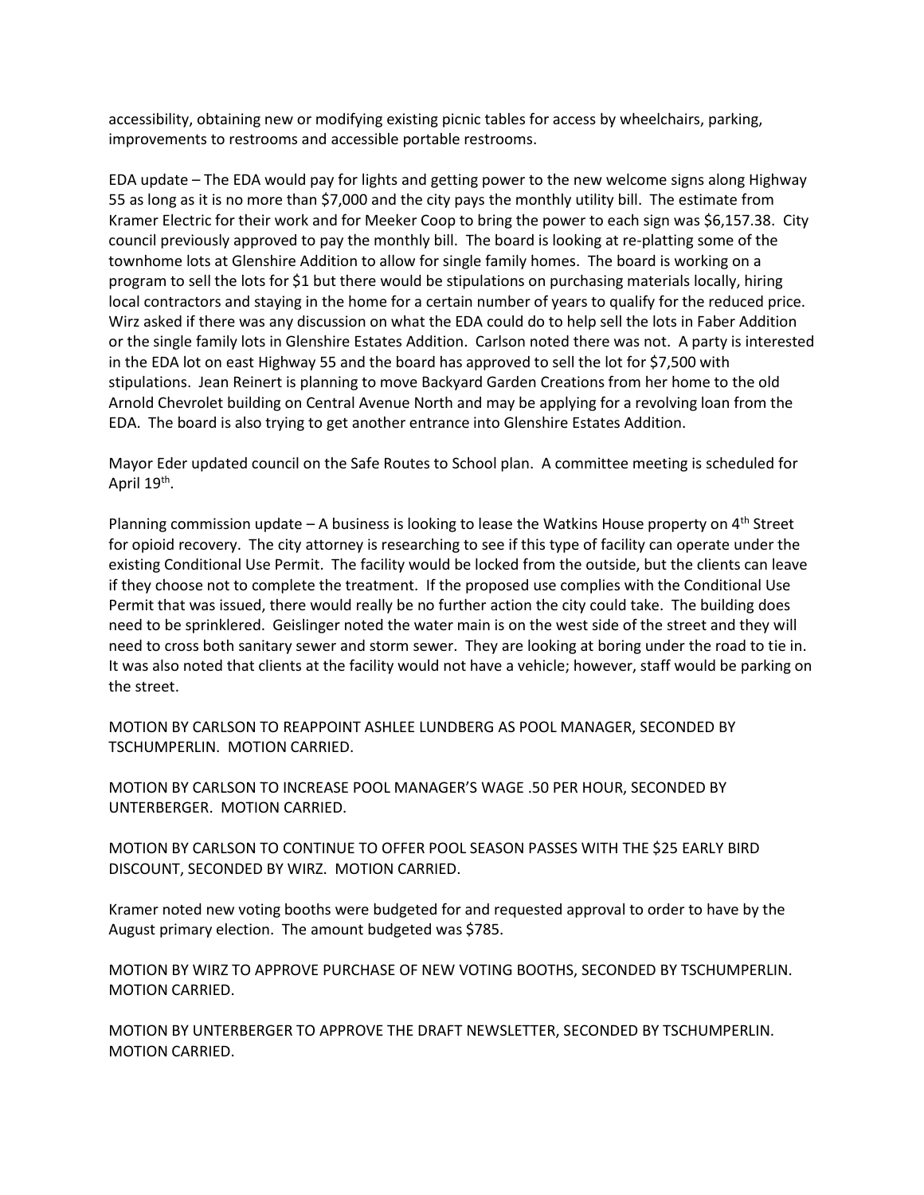accessibility, obtaining new or modifying existing picnic tables for access by wheelchairs, parking, improvements to restrooms and accessible portable restrooms.

EDA update – The EDA would pay for lights and getting power to the new welcome signs along Highway 55 as long as it is no more than $7,000 and the city pays the monthly utility bill. The estimate from Kramer Electric for their work and for Meeker Coop to bring the power to each sign was $6,157.38. City council previously approved to pay the monthly bill. The board is looking at re-platting some of the townhome lots at Glenshire Addition to allow for single family homes. The board is working on a program to sell the lots for $1 but there would be stipulations on purchasing materials locally, hiring local contractors and staying in the home for a certain number of years to qualify for the reduced price. Wirz asked if there was any discussion on what the EDA could do to help sell the lots in Faber Addition or the single family lots in Glenshire Estates Addition. Carlson noted there was not. A party is interested in the EDA lot on east Highway 55 and the board has approved to sell the lot for $7,500 with stipulations. Jean Reinert is planning to move Backyard Garden Creations from her home to the old Arnold Chevrolet building on Central Avenue North and may be applying for a revolving loan from the EDA. The board is also trying to get another entrance into Glenshire Estates Addition.

Mayor Eder updated council on the Safe Routes to School plan. A committee meeting is scheduled for April 19th.

Planning commission update – A business is looking to lease the Watkins House property on 4th Street for opioid recovery. The city attorney is researching to see if this type of facility can operate under the existing Conditional Use Permit. The facility would be locked from the outside, but the clients can leave if they choose not to complete the treatment. If the proposed use complies with the Conditional Use Permit that was issued, there would really be no further action the city could take. The building does need to be sprinklered. Geislinger noted the water main is on the west side of the street and they will need to cross both sanitary sewer and storm sewer. They are looking at boring under the road to tie in. It was also noted that clients at the facility would not have a vehicle; however, staff would be parking on the street.

MOTION BY CARLSON TO REAPPOINT ASHLEE LUNDBERG AS POOL MANAGER, SECONDED BY TSCHUMPERLIN. MOTION CARRIED.

MOTION BY CARLSON TO INCREASE POOL MANAGER'S WAGE .50 PER HOUR, SECONDED BY UNTERBERGER. MOTION CARRIED.

MOTION BY CARLSON TO CONTINUE TO OFFER POOL SEASON PASSES WITH THE $25 EARLY BIRD DISCOUNT, SECONDED BY WIRZ. MOTION CARRIED.

Kramer noted new voting booths were budgeted for and requested approval to order to have by the August primary election. The amount budgeted was $785.

MOTION BY WIRZ TO APPROVE PURCHASE OF NEW VOTING BOOTHS, SECONDED BY TSCHUMPERLIN. MOTION CARRIED.

MOTION BY UNTERBERGER TO APPROVE THE DRAFT NEWSLETTER, SECONDED BY TSCHUMPERLIN. MOTION CARRIED.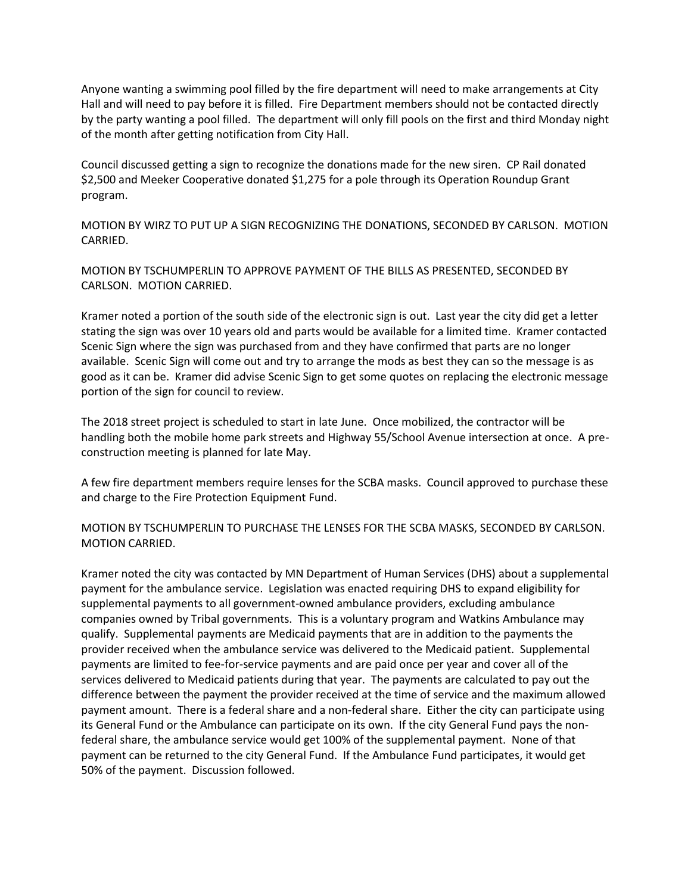Anyone wanting a swimming pool filled by the fire department will need to make arrangements at City Hall and will need to pay before it is filled. Fire Department members should not be contacted directly by the party wanting a pool filled. The department will only fill pools on the first and third Monday night of the month after getting notification from City Hall.

Council discussed getting a sign to recognize the donations made for the new siren. CP Rail donated $2,500 and Meeker Cooperative donated $1,275 for a pole through its Operation Roundup Grant program.

MOTION BY WIRZ TO PUT UP A SIGN RECOGNIZING THE DONATIONS, SECONDED BY CARLSON. MOTION CARRIED.

MOTION BY TSCHUMPERLIN TO APPROVE PAYMENT OF THE BILLS AS PRESENTED, SECONDED BY CARLSON. MOTION CARRIED.

Kramer noted a portion of the south side of the electronic sign is out. Last year the city did get a letter stating the sign was over 10 years old and parts would be available for a limited time. Kramer contacted Scenic Sign where the sign was purchased from and they have confirmed that parts are no longer available. Scenic Sign will come out and try to arrange the mods as best they can so the message is as good as it can be. Kramer did advise Scenic Sign to get some quotes on replacing the electronic message portion of the sign for council to review.

The 2018 street project is scheduled to start in late June. Once mobilized, the contractor will be handling both the mobile home park streets and Highway 55/School Avenue intersection at once. A pre-construction meeting is planned for late May.

A few fire department members require lenses for the SCBA masks. Council approved to purchase these and charge to the Fire Protection Equipment Fund.

MOTION BY TSCHUMPERLIN TO PURCHASE THE LENSES FOR THE SCBA MASKS, SECONDED BY CARLSON. MOTION CARRIED.

Kramer noted the city was contacted by MN Department of Human Services (DHS) about a supplemental payment for the ambulance service. Legislation was enacted requiring DHS to expand eligibility for supplemental payments to all government-owned ambulance providers, excluding ambulance companies owned by Tribal governments. This is a voluntary program and Watkins Ambulance may qualify. Supplemental payments are Medicaid payments that are in addition to the payments the provider received when the ambulance service was delivered to the Medicaid patient. Supplemental payments are limited to fee-for-service payments and are paid once per year and cover all of the services delivered to Medicaid patients during that year. The payments are calculated to pay out the difference between the payment the provider received at the time of service and the maximum allowed payment amount. There is a federal share and a non-federal share. Either the city can participate using its General Fund or the Ambulance can participate on its own. If the city General Fund pays the non-federal share, the ambulance service would get 100% of the supplemental payment. None of that payment can be returned to the city General Fund. If the Ambulance Fund participates, it would get 50% of the payment. Discussion followed.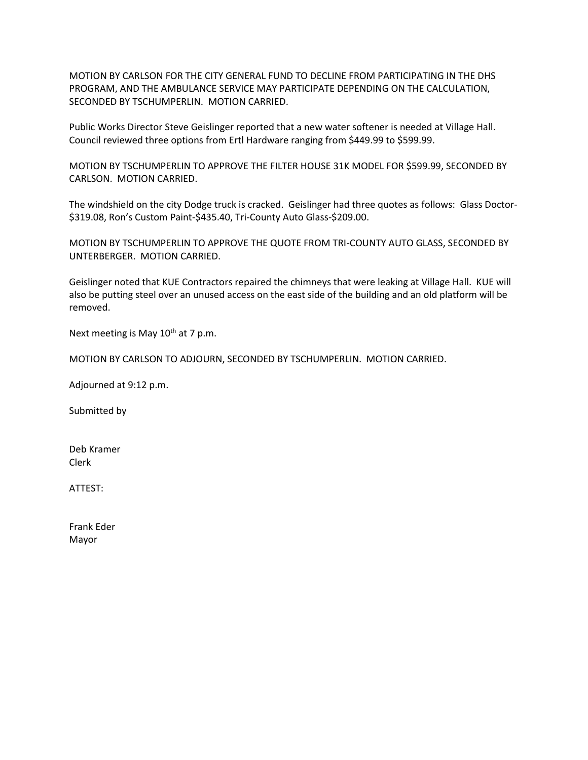MOTION BY CARLSON FOR THE CITY GENERAL FUND TO DECLINE FROM PARTICIPATING IN THE DHS PROGRAM, AND THE AMBULANCE SERVICE MAY PARTICIPATE DEPENDING ON THE CALCULATION, SECONDED BY TSCHUMPERLIN. MOTION CARRIED.

Public Works Director Steve Geislinger reported that a new water softener is needed at Village Hall. Council reviewed three options from Ertl Hardware ranging from $449.99 to $599.99.

MOTION BY TSCHUMPERLIN TO APPROVE THE FILTER HOUSE 31K MODEL FOR $599.99, SECONDED BY CARLSON. MOTION CARRIED.

The windshield on the city Dodge truck is cracked. Geislinger had three quotes as follows: Glass Doctor-$319.08, Ron's Custom Paint-$435.40, Tri-County Auto Glass-$209.00.

MOTION BY TSCHUMPERLIN TO APPROVE THE QUOTE FROM TRI-COUNTY AUTO GLASS, SECONDED BY UNTERBERGER. MOTION CARRIED.

Geislinger noted that KUE Contractors repaired the chimneys that were leaking at Village Hall. KUE will also be putting steel over an unused access on the east side of the building and an old platform will be removed.

Next meeting is May 10th at 7 p.m.

MOTION BY CARLSON TO ADJOURN, SECONDED BY TSCHUMPERLIN. MOTION CARRIED.

Adjourned at 9:12 p.m.

Submitted by

Deb Kramer
Clerk

ATTEST:

Frank Eder
Mayor